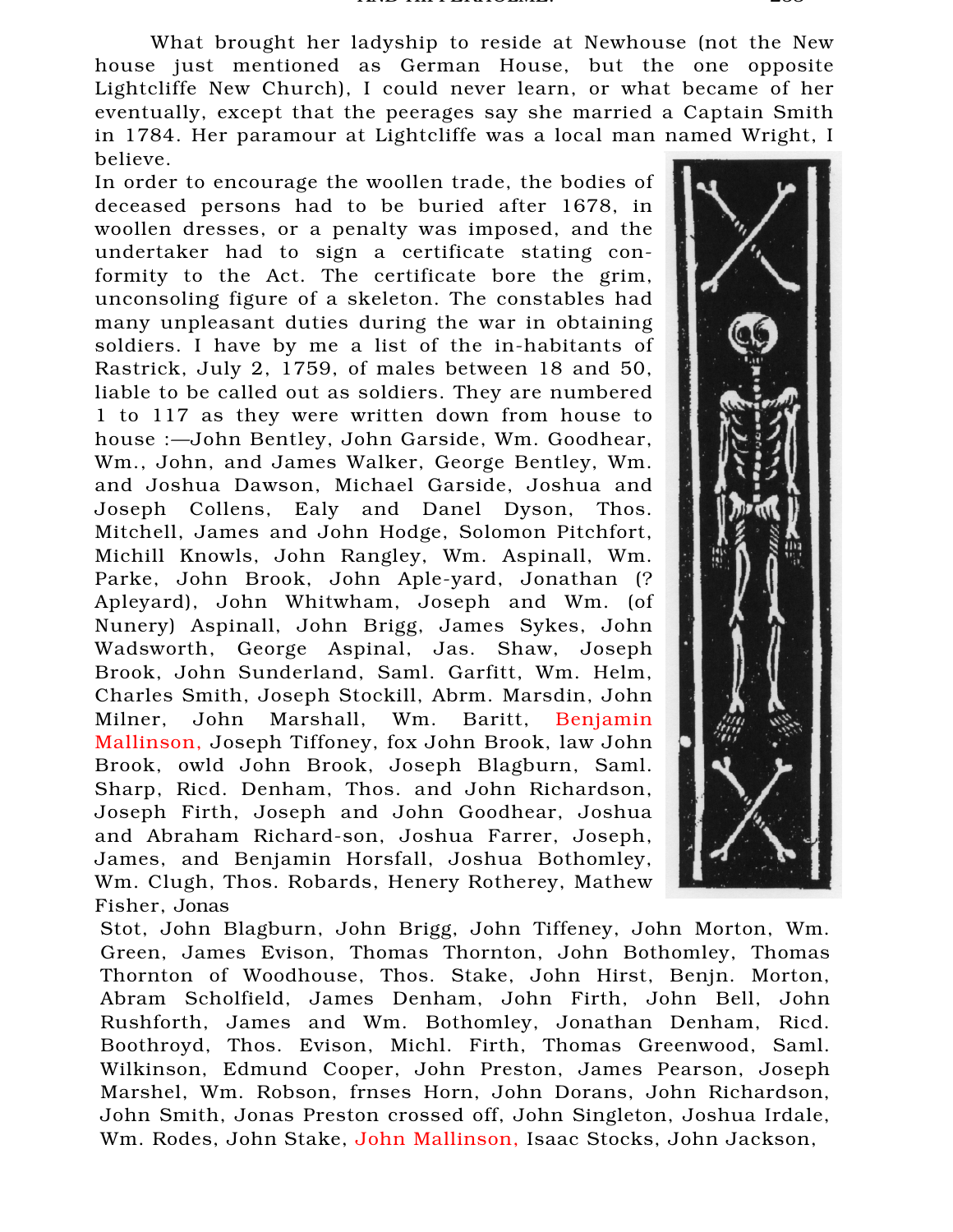What brought her ladyship to reside at Newhouse (not the New house just mentioned as German House, but the one opposite Lightcliffe New Church), I could never learn, or what became of her eventually, except that the peerages say she married a Captain Smith in 1784. Her paramour at Lightcliffe was a local man named Wright, I believe.

In order to encourage the woollen trade, the bodies of deceased persons had to be buried after 1678, in woollen dresses, or a penalty was imposed, and the undertaker had to sign a certificate stating conformity to the Act. The certificate bore the grim, unconsoling figure of a skeleton. The constables had many unpleasant duties during the war in obtaining soldiers. I have by me a list of the in-habitants of Rastrick, July 2, 1759, of males between 18 and 50, liable to be called out as soldiers. They are numbered 1 to 117 as they were written down from house to house :—John Bentley, John Garside, Wm. Goodhear, Wm., John, and James Walker, George Bentley, Wm. and Joshua Dawson, Michael Garside, Joshua and Joseph Collens, Ealy and Danel Dyson, Thos. Mitchell, James and John Hodge, Solomon Pitchfort, Michill Knowls, John Rangley, Wm. Aspinall, Wm. Parke, John Brook, John Aple-yard, Jonathan (? Apleyard), John Whitwham, Joseph and Wm. (of Nunery) Aspinall, John Brigg, James Sykes, John Wadsworth, George Aspinal, Jas. Shaw, Joseph Brook, John Sunderland, Saml. Garfitt, Wm. Helm, Charles Smith, Joseph Stockill, Abrm. Marsdin, John Milner, John Marshall, Wm. Baritt, Benjamin Mallinson, Joseph Tiffoney, fox John Brook, law John Brook, owld John Brook, Joseph Blagburn, Saml. Sharp, Ricd. Denham, Thos. and John Richardson, Joseph Firth, Joseph and John Goodhear, Joshua and Abraham Richard-son, Joshua Farrer, Joseph, James, and Benjamin Horsfall, Joshua Bothomley, Wm. Clugh, Thos. Robards, Henery Rotherey, Mathew Fisher, Jonas Stot, John Blagburn, John Brigg, John Tiffeney, John Morton, Wm. Green, James Evison, Thomas Thornton, John Bothomley, Thomas Thornton of Woodhouse, Thos. Stake, John Hirst, Benjn. Morton, Abram Scholfield, James Denham, John Firth, John Bell, John Rushforth, James and Wm. Bothomley, Jonathan Denham, Ricd. Boothroyd, Thos. Evison, Michl. Firth, Thomas Greenwood, Saml. Wilkinson, Edmund Cooper, John Preston, James Pearson, Joseph Marshel, Wm. Robson, frnses Horn, John Dorans, John Richardson, John Smith, Jonas Preston crossed off, John Singleton, Joshua Irdale, Wm. Rodes, John Stake, John Mallinson, Isaac Stocks, John Jackson,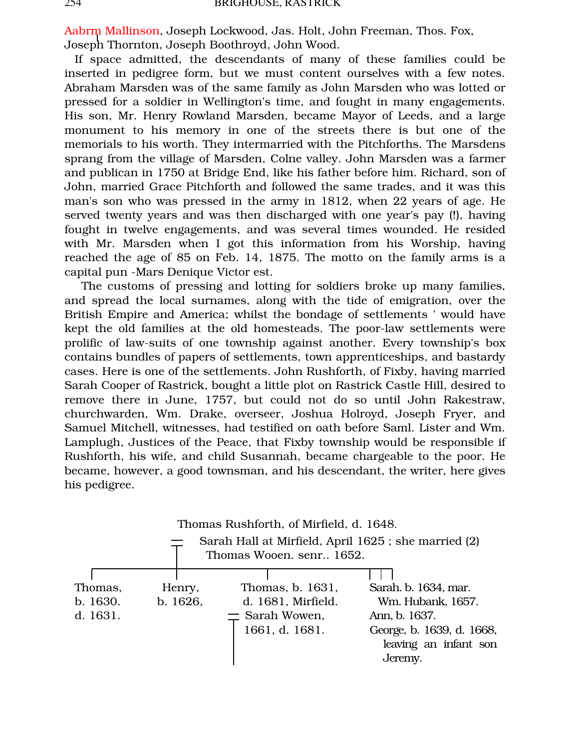Aabrm Mallinson, Joseph Lockwood, Jas. Holt, John Freeman, Thos. Fox, Joseph Thornton, Joseph Boothroyd, John Wood.

If space admitted, the descendants of many of these families could be inserted in pedigree form, but we must content ourselves with a few notes. Abraham Marsden was of the same family as John Marsden who was lotted or pressed for a soldier in Wellington's time, and fought in many engagements. His son, Mr. Henry Rowland Marsden, became Mayor of Leeds, and a large monument to his memory in one of the streets there is but one of the memorials to his worth. They intermarried with the Pitchforths. The Marsdens sprang from the village of Marsden, Colne valley. John Marsden was a farmer and publican in 1750 at Bridge End, like his father before him. Richard, son of John, married Grace Pitchforth and followed the same trades, and it was this man's son who was pressed in the army in 1812, when 22 years of age. He served twenty years and was then discharged with one year's pay (!), having fought in twelve engagements, and was several times wounded. He resided with Mr. Marsden when I got this information from his Worship, having reached the age of 85 on Feb. 14, 1875. The motto on the family arms is a capital pun -Mars Denique Victor est.

The customs of pressing and lotting for soldiers broke up many families, and spread the local surnames, along with the tide of emigration, over the British Empire and America; whilst the bondage of settlements ' would have kept the old families at the old homesteads. The poor-law settlements were prolific of law-suits of one township against another. Every township's box contains bundles of papers of settlements, town apprenticeships, and bastardy cases. Here is one of the settlements. John Rushforth, of Fixby, having married Sarah Cooper of Rastrick, bought a little plot on Rastrick Castle Hill, desired to remove there in June, 1757, but could not do so until John Rakestraw, churchwarden, Wm. Drake, overseer, Joshua Holroyd, Joseph Fryer, and Samuel Mitchell, witnesses, had testified on oath before Saml. Lister and Wm. Lamplugh, Justices of the Peace, that Fixby township would be responsible if Rushforth, his wife, and child Susannah, became chargeable to the poor. He became, however, a good townsman, and his descendant, the writer, here gives his pedigree.

Thomas Rushforth, of Mirfield, d. 1648.
= Sarah Hall at Mirfield, April 1625 ; she married (2) Thomas Wooen. senr.. 1652.

Thomas, b. 1630. d. 1631.

Henry, b. 1626,

Thomas, b. 1631, d. 1681, Mirfield.
= Sarah Wowen, 1661, d. 1681.

Sarah. b. 1634, mar. Wm. Hubank, 1657.
Ann, b. 1637.
George, b. 1639, d. 1668, leaving an infant son Jeremy.